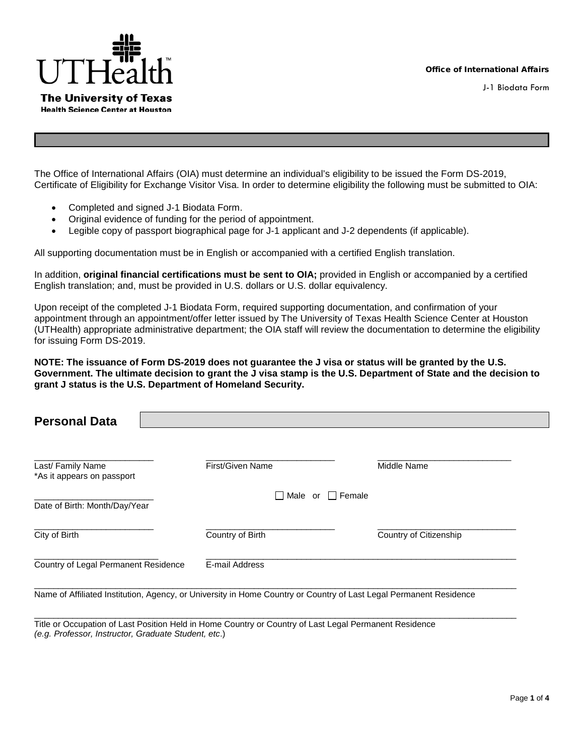The University of Texas
Health Science Center at Houston

**Office of International Affairs**

J-1 Biodata Form

The Office of International Affairs (OIA) must determine an individual's eligibility to be issued the Form DS-2019, Certificate of Eligibility for Exchange Visitor Visa. In order to determine eligibility the following must be submitted to OIA:

- Completed and signed J-1 Biodata Form.
- Original evidence of funding for the period of appointment.
- Legible copy of passport biographical page for J-1 applicant and J-2 dependents (if applicable).

All supporting documentation must be in English or accompanied with a certified English translation.

In addition, **original financial certifications must be sent to OIA;** provided in English or accompanied by a certified English translation; and, must be provided in U.S. dollars or U.S. dollar equivalency.

Upon receipt of the completed J-1 Biodata Form, required supporting documentation, and confirmation of your appointment through an appointment/offer letter issued by The University of Texas Health Science Center at Houston (UTHealth) appropriate administrative department; the OIA staff will review the documentation to determine the eligibility for issuing Form DS-2019.

**NOTE: The issuance of Form DS-2019 does not guarantee the J visa or status will be granted by the U.S. Government. The ultimate decision to grant the J visa stamp is the U.S. Department of State and the decision to grant J status is the U.S. Department of Homeland Security.**

## Personal Data

| | | |
|---|---|---|
| Last/ Family Name *As it appears on passport | First/Given Name | Middle Name |
| Date of Birth: Month/Day/Year | ☐ Male or ☐ Female | |
| City of Birth | Country of Birth | Country of Citizenship |
| Country of Legal Permanent Residence | E-mail Address | |

_______________________________________________

Name of Affiliated Institution, Agency, or University in Home Country or Country of Last Legal Permanent Residence

_______________________________________________

Title or Occupation of Last Position Held in Home Country or Country of Last Legal Permanent Residence
*(e.g. Professor, Instructor, Graduate Student, etc.)*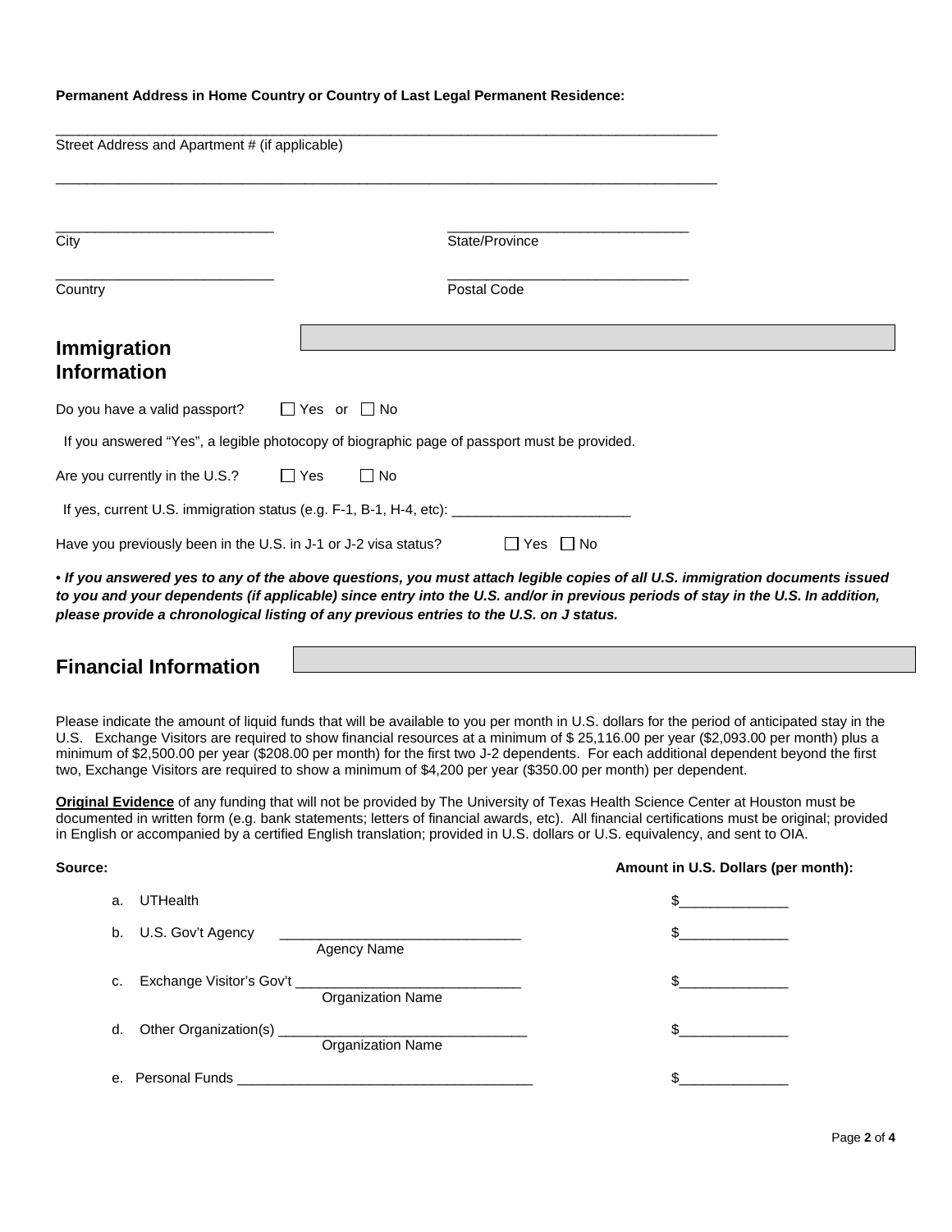**Permanent Address in Home Country or Country of Last Legal Permanent Residence:**

_______________________________________________________________________________________
Street Address and Apartment # (if applicable)

_______________________________________________________________________________________

____________________________  ________________________________
City  State/Province

____________________________  ________________________________
Country  Postal Code

## Immigration Information

Do you have a valid passport? ☐ Yes or ☐ No

If you answered "Yes", a legible photocopy of biographic page of passport must be provided.

Are you currently in the U.S.? ☐ Yes ☐ No

If yes, current U.S. immigration status (e.g. F-1, B-1, H-4, etc): ________________________

Have you previously been in the U.S. in J-1 or J-2 visa status? ☐ Yes ☐ No

• ***If you answered yes to any of the above questions, you must attach legible copies of all U.S. immigration documents issued to you and your dependents (if applicable) since entry into the U.S. and/or in previous periods of stay in the U.S. In addition, please provide a chronological listing of any previous entries to the U.S. on J status.***

## Financial Information

Please indicate the amount of liquid funds that will be available to you per month in U.S. dollars for the period of anticipated stay in the U.S. Exchange Visitors are required to show financial resources at a minimum of $ 25,116.00 per year ($2,093.00 per month) plus a minimum of $2,500.00 per year ($208.00 per month) for the first two J-2 dependents. For each additional dependent beyond the first two, Exchange Visitors are required to show a minimum of $4,200 per year ($350.00 per month) per dependent.

**Original Evidence** of any funding that will not be provided by The University of Texas Health Science Center at Houston must be documented in written form (e.g. bank statements; letters of financial awards, etc). All financial certifications must be original; provided in English or accompanied by a certified English translation; provided in U.S. dollars or U.S. equivalency, and sent to OIA.

| **Source:** | **Amount in U.S. Dollars (per month):** |
|---|---|
| a. UTHealth | $______________ |
| b. U.S. Gov't Agency ________________________________ (Agency Name) | $______________ |
| c. Exchange Visitor's Gov't ______________________________ (Organization Name) | $______________ |
| d. Other Organization(s) _________________________________ (Organization Name) | $______________ |
| e. Personal Funds _______________________________________ | $______________ |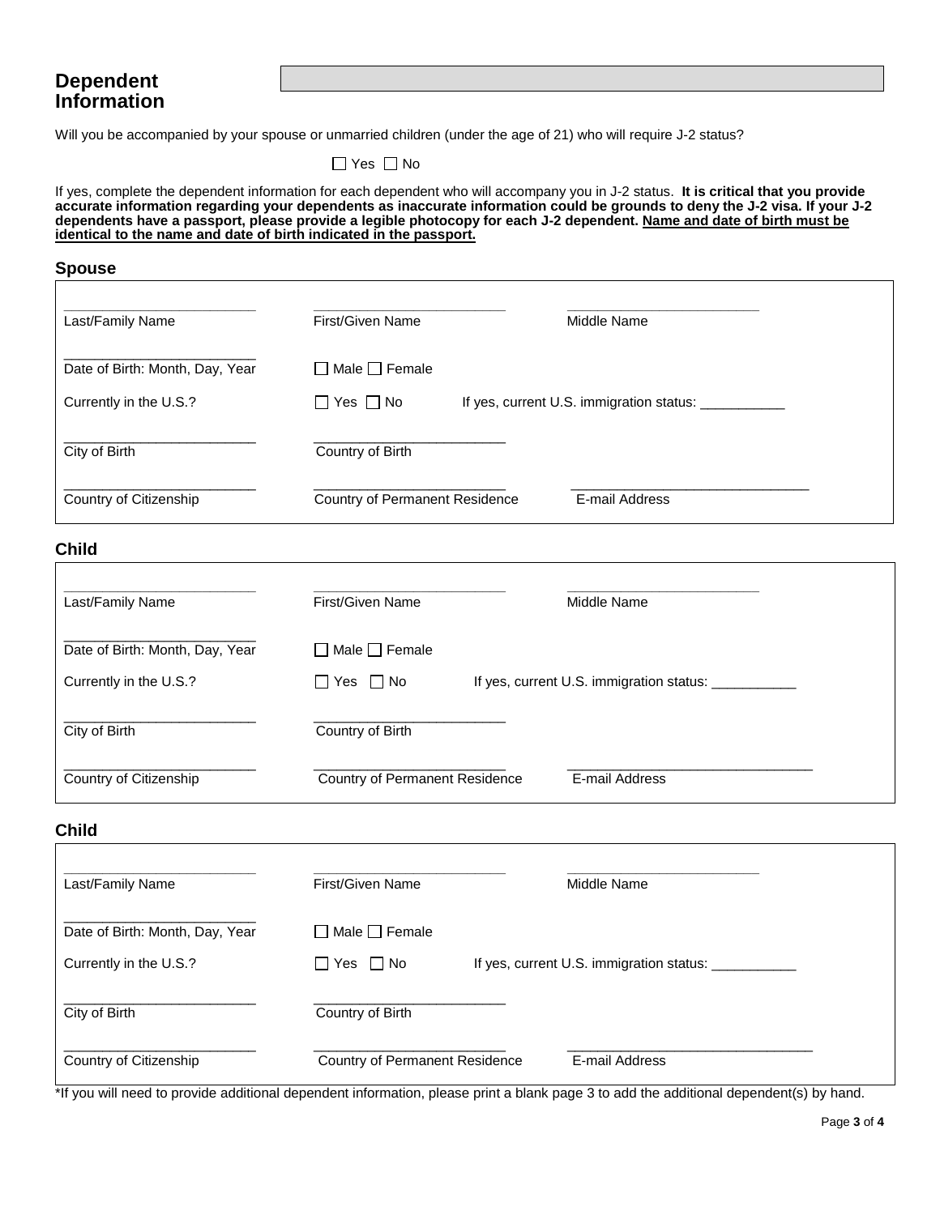## Dependent Information

Will you be accompanied by your spouse or unmarried children (under the age of 21) who will require J-2 status?

☐ Yes ☐ No

If yes, complete the dependent information for each dependent who will accompany you in J-2 status. **It is critical that you provide accurate information regarding your dependents as inaccurate information could be grounds to deny the J-2 visa. If your J-2 dependents have a passport, please provide a legible photocopy for each J-2 dependent. <u>Name and date of birth must be identical to the name and date of birth indicated in the passport.</u>**

### Spouse

| | | |
|---|---|---|
| ________________________ Last/Family Name | ________________________ First/Given Name | ________________________ Middle Name |
| ________________________ Date of Birth: Month, Day, Year | ☐ Male ☐ Female | |
| Currently in the U.S.? | ☐ Yes ☐ No | If yes, current U.S. immigration status: ___________ |
| ________________________ City of Birth | ________________________ Country of Birth | |
| ________________________ Country of Citizenship | ________________________ Country of Permanent Residence | ______________________________ E-mail Address |

### Child

| | | |
|---|---|---|
| ________________________ Last/Family Name | ________________________ First/Given Name | ________________________ Middle Name |
| ________________________ Date of Birth: Month, Day, Year | ☐ Male ☐ Female | |
| Currently in the U.S.? | ☐ Yes ☐ No | If yes, current U.S. immigration status: ___________ |
| ________________________ City of Birth | ________________________ Country of Birth | |
| ________________________ Country of Citizenship | ________________________ Country of Permanent Residence | ______________________________ E-mail Address |

### Child

| | | |
|---|---|---|
| ________________________ Last/Family Name | ________________________ First/Given Name | ________________________ Middle Name |
| ________________________ Date of Birth: Month, Day, Year | ☐ Male ☐ Female | |
| Currently in the U.S.? | ☐ Yes ☐ No | If yes, current U.S. immigration status: ___________ |
| ________________________ City of Birth | ________________________ Country of Birth | |
| ________________________ Country of Citizenship | ________________________ Country of Permanent Residence | ______________________________ E-mail Address |

*If you will need to provide additional dependent information, please print a blank page 3 to add the additional dependent(s) by hand.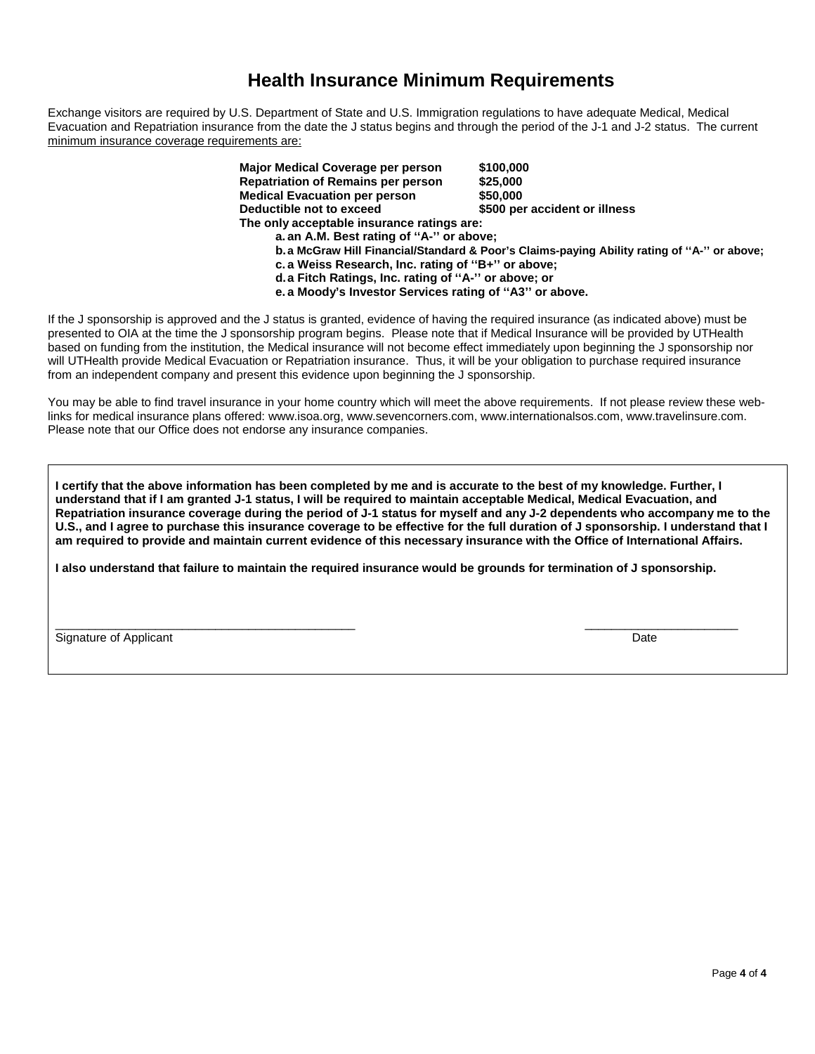# Health Insurance Minimum Requirements

Exchange visitors are required by U.S. Department of State and U.S. Immigration regulations to have adequate Medical, Medical Evacuation and Repatriation insurance from the date the J status begins and through the period of the J-1 and J-2 status. The current minimum insurance coverage requirements are:

| | |
|---|---|
| **Major Medical Coverage per person** | **$100,000** |
| **Repatriation of Remains per person** | **$25,000** |
| **Medical Evacuation per person** | **$50,000** |
| **Deductible not to exceed** | **$500 per accident or illness** |

**The only acceptable insurance ratings are:**

- **a. an A.M. Best rating of ''A-'' or above;**
- **b. a McGraw Hill Financial/Standard & Poor's Claims-paying Ability rating of ''A-'' or above;**
- **c. a Weiss Research, Inc. rating of ''B+'' or above;**
- **d. a Fitch Ratings, Inc. rating of ''A-'' or above; or**
- **e. a Moody's Investor Services rating of ''A3'' or above.**

If the J sponsorship is approved and the J status is granted, evidence of having the required insurance (as indicated above) must be presented to OIA at the time the J sponsorship program begins. Please note that if Medical Insurance will be provided by UTHealth based on funding from the institution, the Medical insurance will not become effect immediately upon beginning the J sponsorship nor will UTHealth provide Medical Evacuation or Repatriation insurance. Thus, it will be your obligation to purchase required insurance from an independent company and present this evidence upon beginning the J sponsorship.

You may be able to find travel insurance in your home country which will meet the above requirements. If not please review these web-links for medical insurance plans offered: www.isoa.org, www.sevencorners.com, www.internationalsos.com, www.travelinsure.com. Please note that our Office does not endorse any insurance companies.

**I certify that the above information has been completed by me and is accurate to the best of my knowledge. Further, I understand that if I am granted J-1 status, I will be required to maintain acceptable Medical, Medical Evacuation, and Repatriation insurance coverage during the period of J-1 status for myself and any J-2 dependents who accompany me to the U.S., and I agree to purchase this insurance coverage to be effective for the full duration of J sponsorship. I understand that I am required to provide and maintain current evidence of this necessary insurance with the Office of International Affairs.**

**I also understand that failure to maintain the required insurance would be grounds for termination of J sponsorship.**

_______________________________________________ _______________________

Signature of Applicant Date